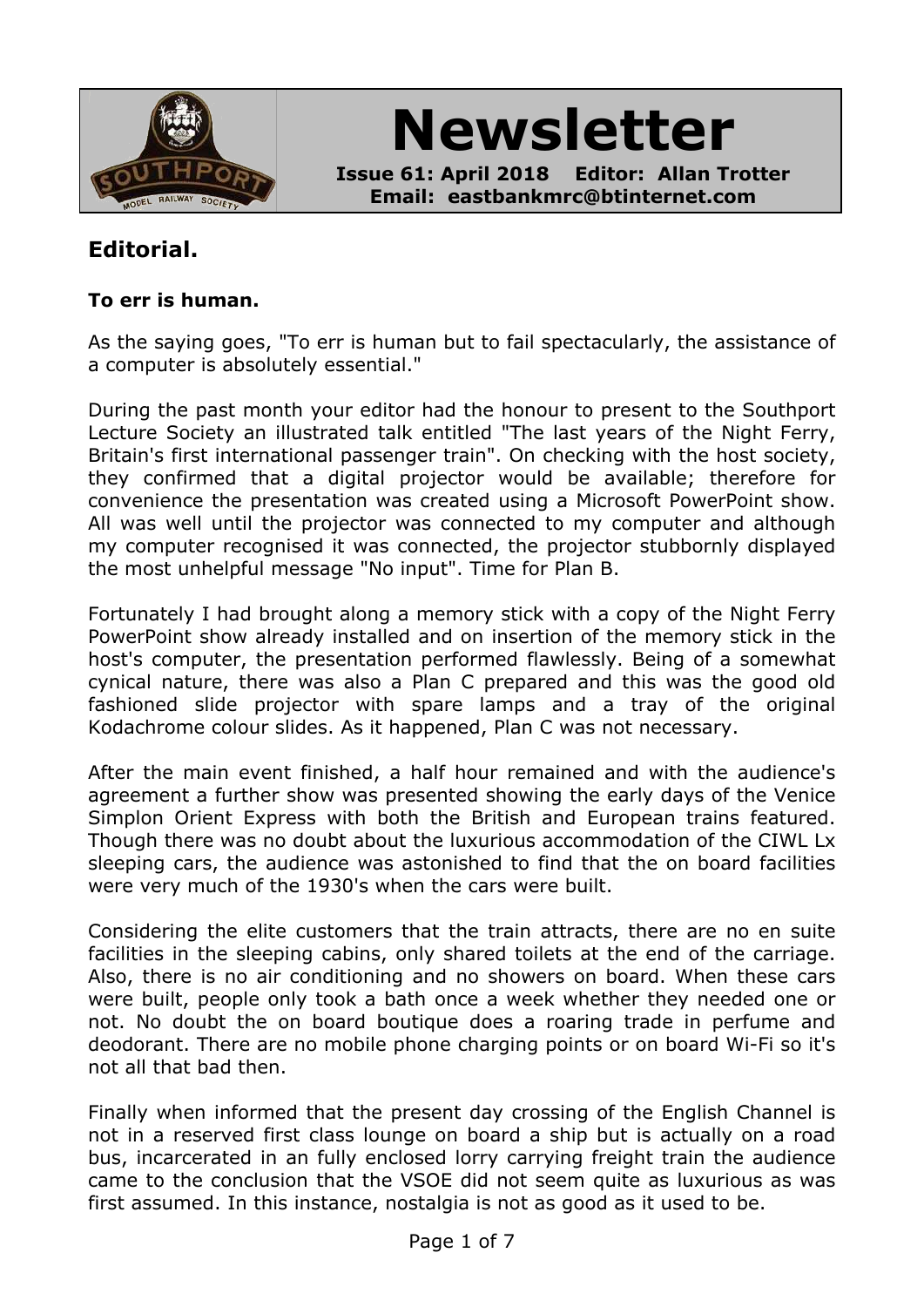# Newsletter

**Issue 61: April 2018 Editor: Allan Trotter**
**Email: eastbankmrc@btinternet.com**

## Editorial.

**To err is human.**

As the saying goes, "To err is human but to fail spectacularly, the assistance of a computer is absolutely essential."

During the past month your editor had the honour to present to the Southport Lecture Society an illustrated talk entitled "The last years of the Night Ferry, Britain's first international passenger train". On checking with the host society, they confirmed that a digital projector would be available; therefore for convenience the presentation was created using a Microsoft PowerPoint show. All was well until the projector was connected to my computer and although my computer recognised it was connected, the projector stubbornly displayed the most unhelpful message "No input". Time for Plan B.

Fortunately I had brought along a memory stick with a copy of the Night Ferry PowerPoint show already installed and on insertion of the memory stick in the host's computer, the presentation performed flawlessly. Being of a somewhat cynical nature, there was also a Plan C prepared and this was the good old fashioned slide projector with spare lamps and a tray of the original Kodachrome colour slides. As it happened, Plan C was not necessary.

After the main event finished, a half hour remained and with the audience's agreement a further show was presented showing the early days of the Venice Simplon Orient Express with both the British and European trains featured. Though there was no doubt about the luxurious accommodation of the CIWL Lx sleeping cars, the audience was astonished to find that the on board facilities were very much of the 1930's when the cars were built.

Considering the elite customers that the train attracts, there are no en suite facilities in the sleeping cabins, only shared toilets at the end of the carriage. Also, there is no air conditioning and no showers on board. When these cars were built, people only took a bath once a week whether they needed one or not. No doubt the on board boutique does a roaring trade in perfume and deodorant. There are no mobile phone charging points or on board Wi-Fi so it's not all that bad then.

Finally when informed that the present day crossing of the English Channel is not in a reserved first class lounge on board a ship but is actually on a road bus, incarcerated in an fully enclosed lorry carrying freight train the audience came to the conclusion that the VSOE did not seem quite as luxurious as was first assumed. In this instance, nostalgia is not as good as it used to be.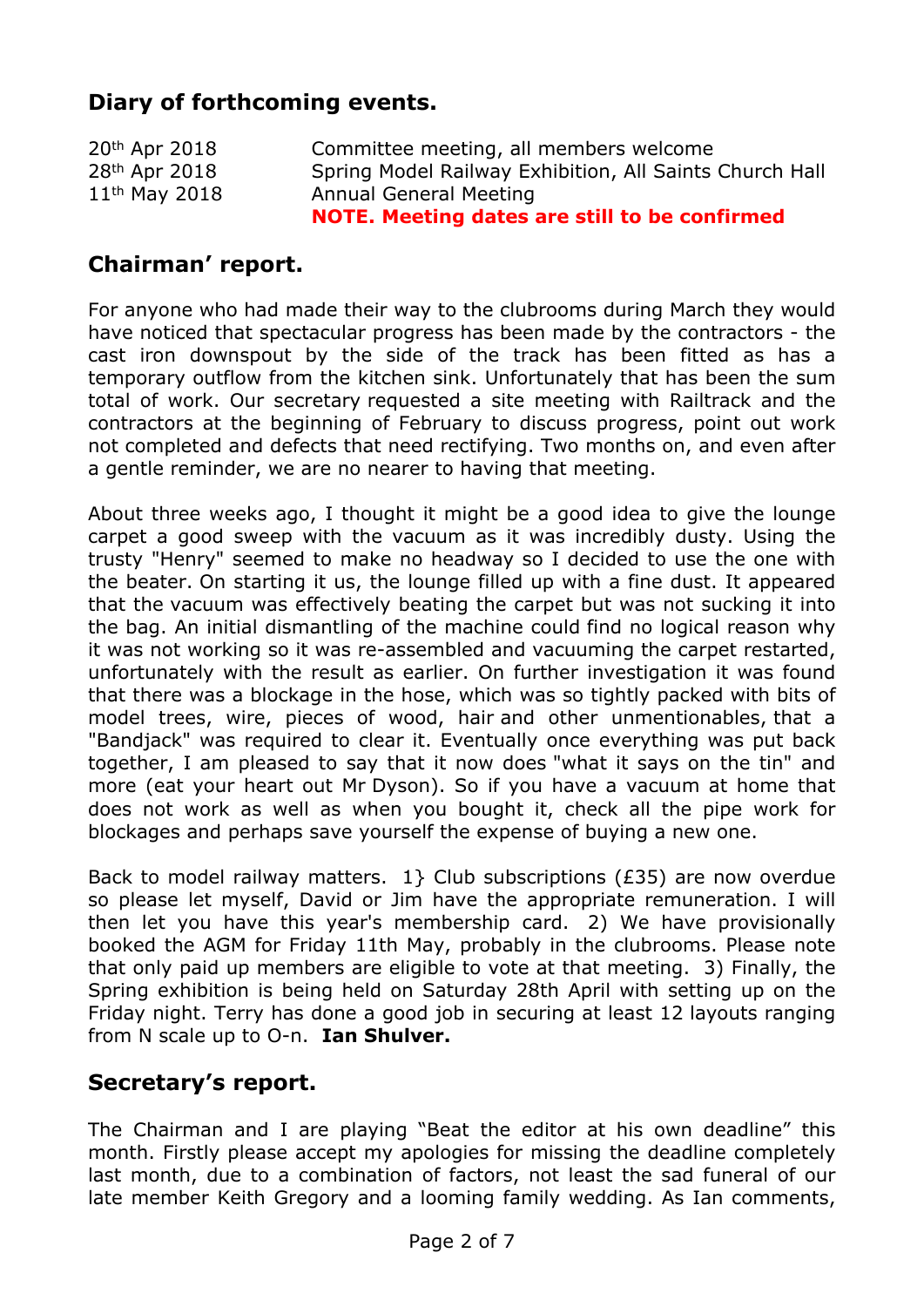## Diary of forthcoming events.

| | |
|---|---|
| 20th Apr 2018 | Committee meeting, all members welcome |
| 28th Apr 2018 | Spring Model Railway Exhibition, All Saints Church Hall |
| 11th May 2018 | Annual General Meeting |
| | **NOTE. Meeting dates are still to be confirmed** |

## Chairman' report.

For anyone who had made their way to the clubrooms during March they would have noticed that spectacular progress has been made by the contractors - the cast iron downspout by the side of the track has been fitted as has a temporary outflow from the kitchen sink. Unfortunately that has been the sum total of work. Our secretary requested a site meeting with Railtrack and the contractors at the beginning of February to discuss progress, point out work not completed and defects that need rectifying. Two months on, and even after a gentle reminder, we are no nearer to having that meeting.

About three weeks ago, I thought it might be a good idea to give the lounge carpet a good sweep with the vacuum as it was incredibly dusty. Using the trusty "Henry" seemed to make no headway so I decided to use the one with the beater. On starting it us, the lounge filled up with a fine dust. It appeared that the vacuum was effectively beating the carpet but was not sucking it into the bag. An initial dismantling of the machine could find no logical reason why it was not working so it was re-assembled and vacuuming the carpet restarted, unfortunately with the result as earlier. On further investigation it was found that there was a blockage in the hose, which was so tightly packed with bits of model trees, wire, pieces of wood, hair and other unmentionables, that a "Bandjack" was required to clear it. Eventually once everything was put back together, I am pleased to say that it now does "what it says on the tin" and more (eat your heart out Mr Dyson). So if you have a vacuum at home that does not work as well as when you bought it, check all the pipe work for blockages and perhaps save yourself the expense of buying a new one.

Back to model railway matters. 1} Club subscriptions (£35) are now overdue so please let myself, David or Jim have the appropriate remuneration. I will then let you have this year's membership card. 2) We have provisionally booked the AGM for Friday 11th May, probably in the clubrooms. Please note that only paid up members are eligible to vote at that meeting. 3) Finally, the Spring exhibition is being held on Saturday 28th April with setting up on the Friday night. Terry has done a good job in securing at least 12 layouts ranging from N scale up to O-n. **Ian Shulver.**

## Secretary's report.

The Chairman and I are playing "Beat the editor at his own deadline" this month. Firstly please accept my apologies for missing the deadline completely last month, due to a combination of factors, not least the sad funeral of our late member Keith Gregory and a looming family wedding. As Ian comments,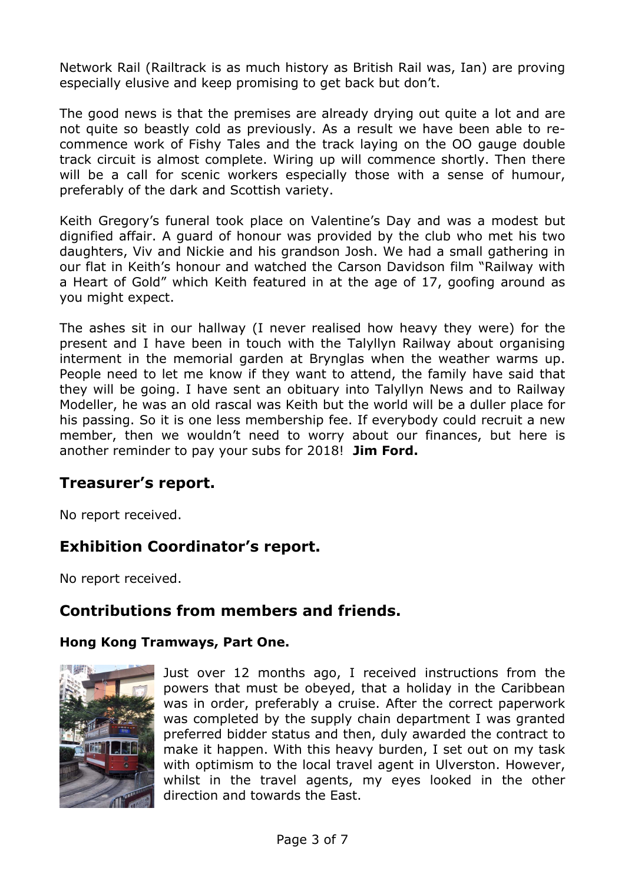Network Rail (Railtrack is as much history as British Rail was, Ian) are proving especially elusive and keep promising to get back but don't.

The good news is that the premises are already drying out quite a lot and are not quite so beastly cold as previously. As a result we have been able to re-commence work of Fishy Tales and the track laying on the OO gauge double track circuit is almost complete. Wiring up will commence shortly. Then there will be a call for scenic workers especially those with a sense of humour, preferably of the dark and Scottish variety.

Keith Gregory's funeral took place on Valentine's Day and was a modest but dignified affair. A guard of honour was provided by the club who met his two daughters, Viv and Nickie and his grandson Josh. We had a small gathering in our flat in Keith's honour and watched the Carson Davidson film "Railway with a Heart of Gold" which Keith featured in at the age of 17, goofing around as you might expect.

The ashes sit in our hallway (I never realised how heavy they were) for the present and I have been in touch with the Talyllyn Railway about organising interment in the memorial garden at Brynglas when the weather warms up. People need to let me know if they want to attend, the family have said that they will be going. I have sent an obituary into Talyllyn News and to Railway Modeller, he was an old rascal was Keith but the world will be a duller place for his passing. So it is one less membership fee. If everybody could recruit a new member, then we wouldn't need to worry about our finances, but here is another reminder to pay your subs for 2018! **Jim Ford.**

## Treasurer's report.

No report received.

## Exhibition Coordinator's report.

No report received.

## Contributions from members and friends.

### Hong Kong Tramways, Part One.

Just over 12 months ago, I received instructions from the powers that must be obeyed, that a holiday in the Caribbean was in order, preferably a cruise. After the correct paperwork was completed by the supply chain department I was granted preferred bidder status and then, duly awarded the contract to make it happen. With this heavy burden, I set out on my task with optimism to the local travel agent in Ulverston. However, whilst in the travel agents, my eyes looked in the other direction and towards the East.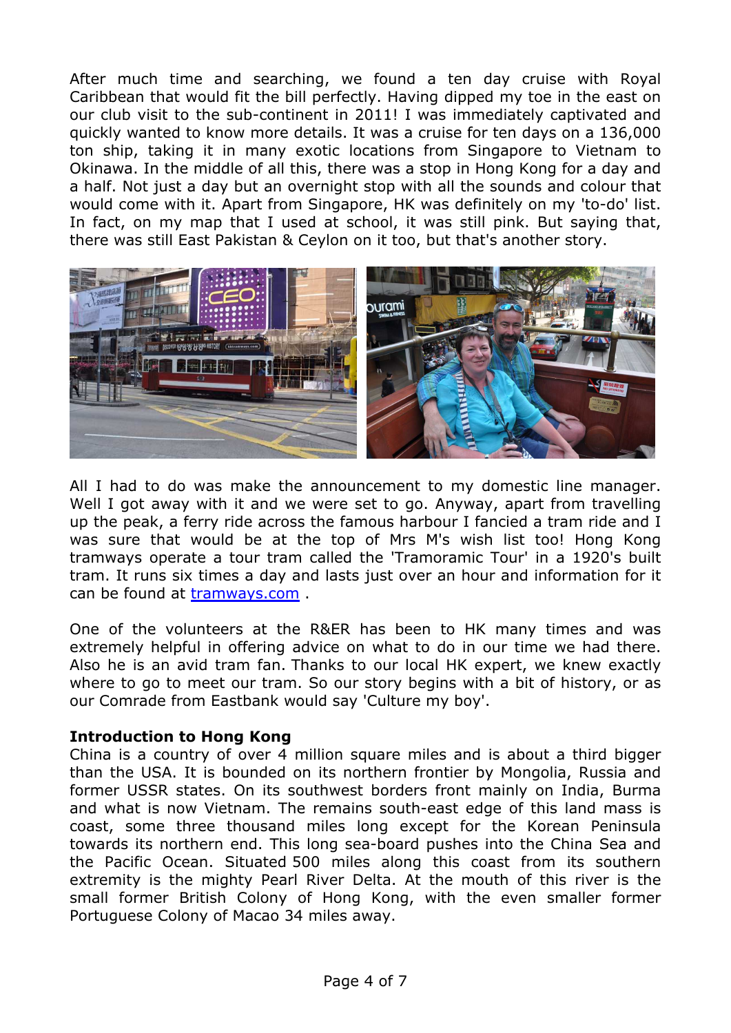After much time and searching, we found a ten day cruise with Royal Caribbean that would fit the bill perfectly. Having dipped my toe in the east on our club visit to the sub-continent in 2011! I was immediately captivated and quickly wanted to know more details. It was a cruise for ten days on a 136,000 ton ship, taking it in many exotic locations from Singapore to Vietnam to Okinawa. In the middle of all this, there was a stop in Hong Kong for a day and a half. Not just a day but an overnight stop with all the sounds and colour that would come with it. Apart from Singapore, HK was definitely on my 'to-do' list. In fact, on my map that I used at school, it was still pink. But saying that, there was still East Pakistan & Ceylon on it too, but that's another story.

All I had to do was make the announcement to my domestic line manager. Well I got away with it and we were set to go. Anyway, apart from travelling up the peak, a ferry ride across the famous harbour I fancied a tram ride and I was sure that would be at the top of Mrs M's wish list too! Hong Kong tramways operate a tour tram called the 'Tramoramic Tour' in a 1920's built tram. It runs six times a day and lasts just over an hour and information for it can be found at [tramways.com](tramways.com) .

One of the volunteers at the R&ER has been to HK many times and was extremely helpful in offering advice on what to do in our time we had there. Also he is an avid tram fan. Thanks to our local HK expert, we knew exactly where to go to meet our tram. So our story begins with a bit of history, or as our Comrade from Eastbank would say 'Culture my boy'.

**Introduction to Hong Kong**

China is a country of over 4 million square miles and is about a third bigger than the USA. It is bounded on its northern frontier by Mongolia, Russia and former USSR states. On its southwest borders front mainly on India, Burma and what is now Vietnam. The remains south-east edge of this land mass is coast, some three thousand miles long except for the Korean Peninsula towards its northern end. This long sea-board pushes into the China Sea and the Pacific Ocean. Situated 500 miles along this coast from its southern extremity is the mighty Pearl River Delta. At the mouth of this river is the small former British Colony of Hong Kong, with the even smaller former Portuguese Colony of Macao 34 miles away.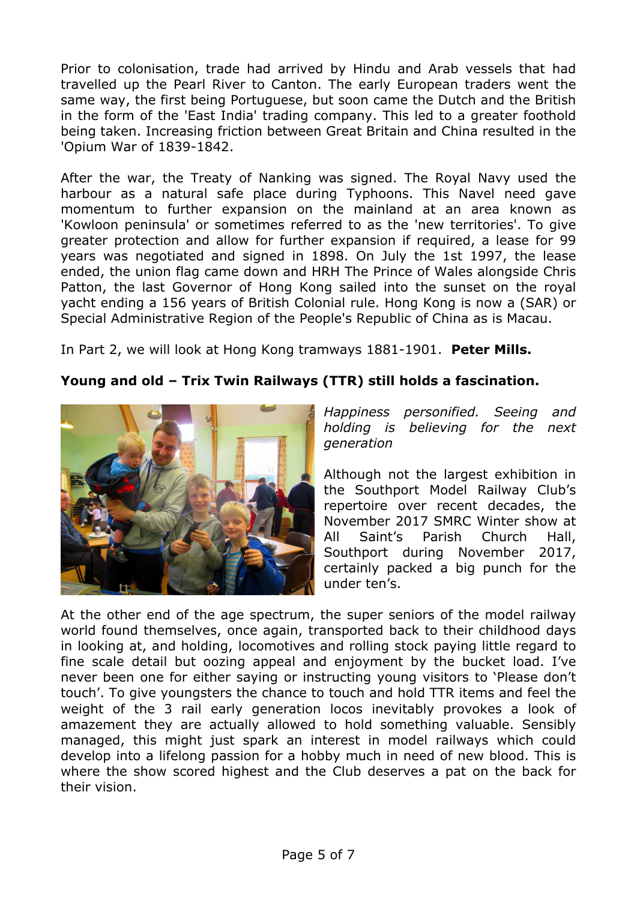Prior to colonisation, trade had arrived by Hindu and Arab vessels that had travelled up the Pearl River to Canton. The early European traders went the same way, the first being Portuguese, but soon came the Dutch and the British in the form of the 'East India' trading company. This led to a greater foothold being taken. Increasing friction between Great Britain and China resulted in the 'Opium War of 1839-1842.

After the war, the Treaty of Nanking was signed. The Royal Navy used the harbour as a natural safe place during Typhoons. This Navel need gave momentum to further expansion on the mainland at an area known as 'Kowloon peninsula' or sometimes referred to as the 'new territories'. To give greater protection and allow for further expansion if required, a lease for 99 years was negotiated and signed in 1898. On July the 1st 1997, the lease ended, the union flag came down and HRH The Prince of Wales alongside Chris Patton, the last Governor of Hong Kong sailed into the sunset on the royal yacht ending a 156 years of British Colonial rule. Hong Kong is now a (SAR) or Special Administrative Region of the People's Republic of China as is Macau.

In Part 2, we will look at Hong Kong tramways 1881-1901. **Peter Mills.**

**Young and old – Trix Twin Railways (TTR) still holds a fascination.**

*Happiness personified. Seeing and holding is believing for the next generation*

Although not the largest exhibition in the Southport Model Railway Club's repertoire over recent decades, the November 2017 SMRC Winter show at All Saint's Parish Church Hall, Southport during November 2017, certainly packed a big punch for the under ten's.

At the other end of the age spectrum, the super seniors of the model railway world found themselves, once again, transported back to their childhood days in looking at, and holding, locomotives and rolling stock paying little regard to fine scale detail but oozing appeal and enjoyment by the bucket load. I've never been one for either saying or instructing young visitors to 'Please don't touch'. To give youngsters the chance to touch and hold TTR items and feel the weight of the 3 rail early generation locos inevitably provokes a look of amazement they are actually allowed to hold something valuable. Sensibly managed, this might just spark an interest in model railways which could develop into a lifelong passion for a hobby much in need of new blood. This is where the show scored highest and the Club deserves a pat on the back for their vision.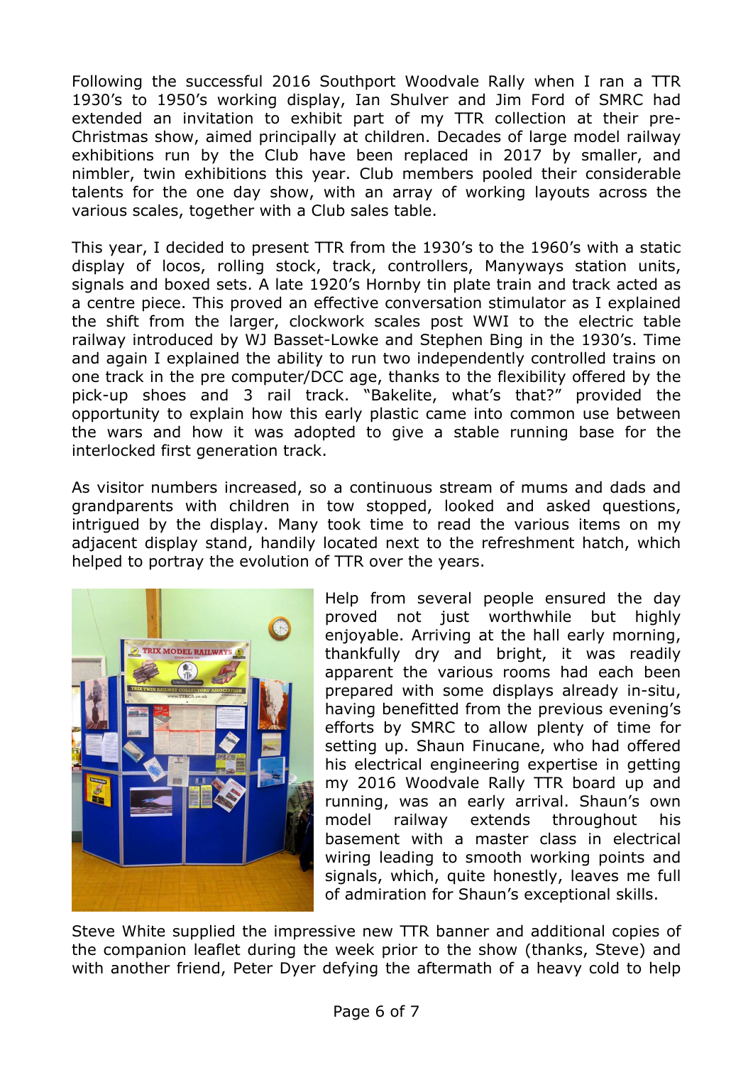Following the successful 2016 Southport Woodvale Rally when I ran a TTR 1930's to 1950's working display, Ian Shulver and Jim Ford of SMRC had extended an invitation to exhibit part of my TTR collection at their pre-Christmas show, aimed principally at children. Decades of large model railway exhibitions run by the Club have been replaced in 2017 by smaller, and nimbler, twin exhibitions this year. Club members pooled their considerable talents for the one day show, with an array of working layouts across the various scales, together with a Club sales table.

This year, I decided to present TTR from the 1930's to the 1960's with a static display of locos, rolling stock, track, controllers, Manyways station units, signals and boxed sets. A late 1920's Hornby tin plate train and track acted as a centre piece. This proved an effective conversation stimulator as I explained the shift from the larger, clockwork scales post WWI to the electric table railway introduced by WJ Basset-Lowke and Stephen Bing in the 1930's. Time and again I explained the ability to run two independently controlled trains on one track in the pre computer/DCC age, thanks to the flexibility offered by the pick-up shoes and 3 rail track. "Bakelite, what's that?" provided the opportunity to explain how this early plastic came into common use between the wars and how it was adopted to give a stable running base for the interlocked first generation track.

As visitor numbers increased, so a continuous stream of mums and dads and grandparents with children in tow stopped, looked and asked questions, intrigued by the display. Many took time to read the various items on my adjacent display stand, handily located next to the refreshment hatch, which helped to portray the evolution of TTR over the years.

Help from several people ensured the day proved not just worthwhile but highly enjoyable. Arriving at the hall early morning, thankfully dry and bright, it was readily apparent the various rooms had each been prepared with some displays already in-situ, having benefitted from the previous evening's efforts by SMRC to allow plenty of time for setting up. Shaun Finucane, who had offered his electrical engineering expertise in getting my 2016 Woodvale Rally TTR board up and running, was an early arrival. Shaun's own model railway extends throughout his basement with a master class in electrical wiring leading to smooth working points and signals, which, quite honestly, leaves me full of admiration for Shaun's exceptional skills.

Steve White supplied the impressive new TTR banner and additional copies of the companion leaflet during the week prior to the show (thanks, Steve) and with another friend, Peter Dyer defying the aftermath of a heavy cold to help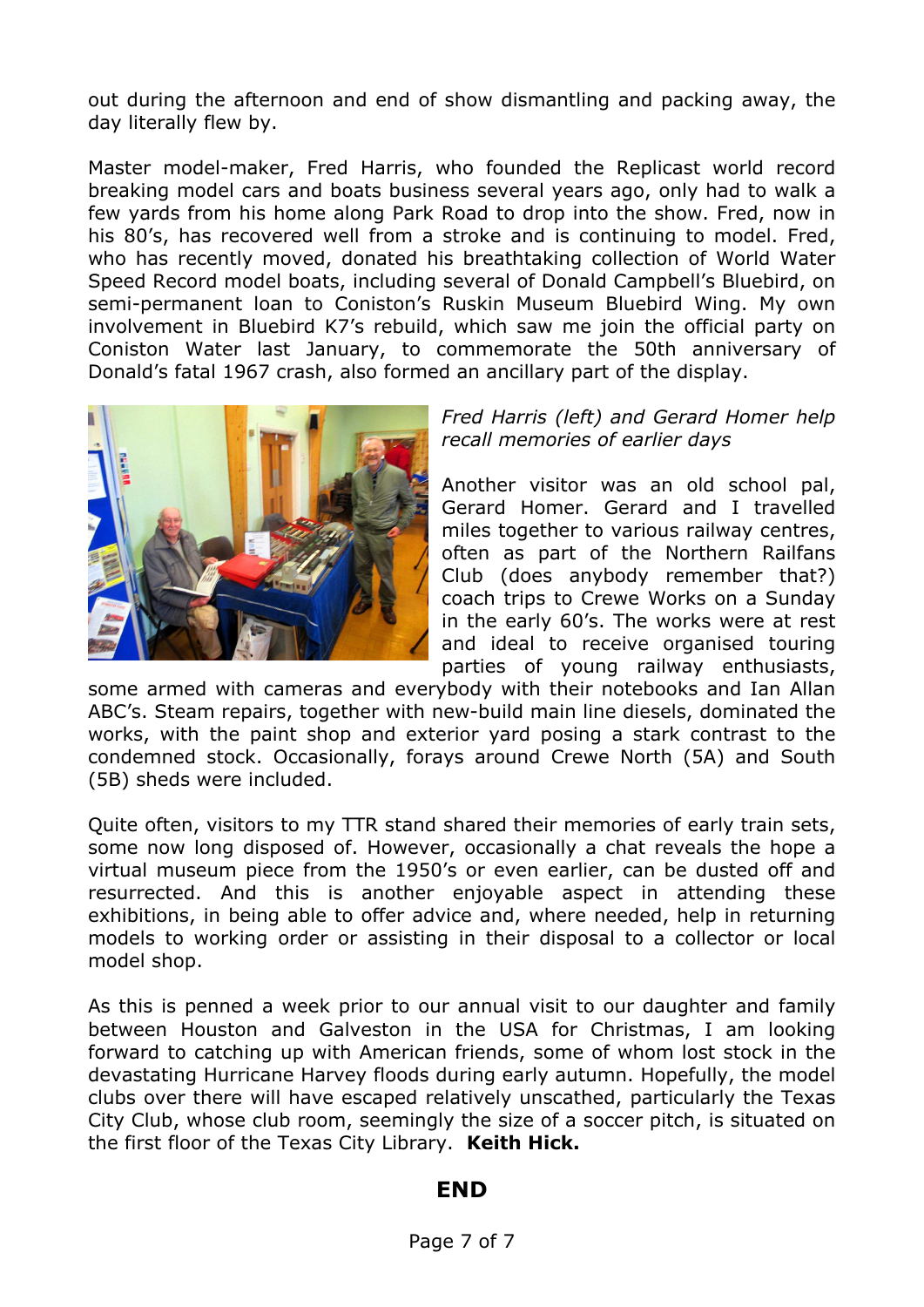out during the afternoon and end of show dismantling and packing away, the day literally flew by.

Master model-maker, Fred Harris, who founded the Replicast world record breaking model cars and boats business several years ago, only had to walk a few yards from his home along Park Road to drop into the show. Fred, now in his 80's, has recovered well from a stroke and is continuing to model. Fred, who has recently moved, donated his breathtaking collection of World Water Speed Record model boats, including several of Donald Campbell's Bluebird, on semi-permanent loan to Coniston's Ruskin Museum Bluebird Wing. My own involvement in Bluebird K7's rebuild, which saw me join the official party on Coniston Water last January, to commemorate the 50th anniversary of Donald's fatal 1967 crash, also formed an ancillary part of the display.

*Fred Harris (left) and Gerard Homer help recall memories of earlier days*

Another visitor was an old school pal, Gerard Homer. Gerard and I travelled miles together to various railway centres, often as part of the Northern Railfans Club (does anybody remember that?) coach trips to Crewe Works on a Sunday in the early 60's. The works were at rest and ideal to receive organised touring parties of young railway enthusiasts, some armed with cameras and everybody with their notebooks and Ian Allan ABC's. Steam repairs, together with new-build main line diesels, dominated the works, with the paint shop and exterior yard posing a stark contrast to the condemned stock. Occasionally, forays around Crewe North (5A) and South (5B) sheds were included.

Quite often, visitors to my TTR stand shared their memories of early train sets, some now long disposed of. However, occasionally a chat reveals the hope a virtual museum piece from the 1950's or even earlier, can be dusted off and resurrected. And this is another enjoyable aspect in attending these exhibitions, in being able to offer advice and, where needed, help in returning models to working order or assisting in their disposal to a collector or local model shop.

As this is penned a week prior to our annual visit to our daughter and family between Houston and Galveston in the USA for Christmas, I am looking forward to catching up with American friends, some of whom lost stock in the devastating Hurricane Harvey floods during early autumn. Hopefully, the model clubs over there will have escaped relatively unscathed, particularly the Texas City Club, whose club room, seemingly the size of a soccer pitch, is situated on the first floor of the Texas City Library. **Keith Hick.**

**END**